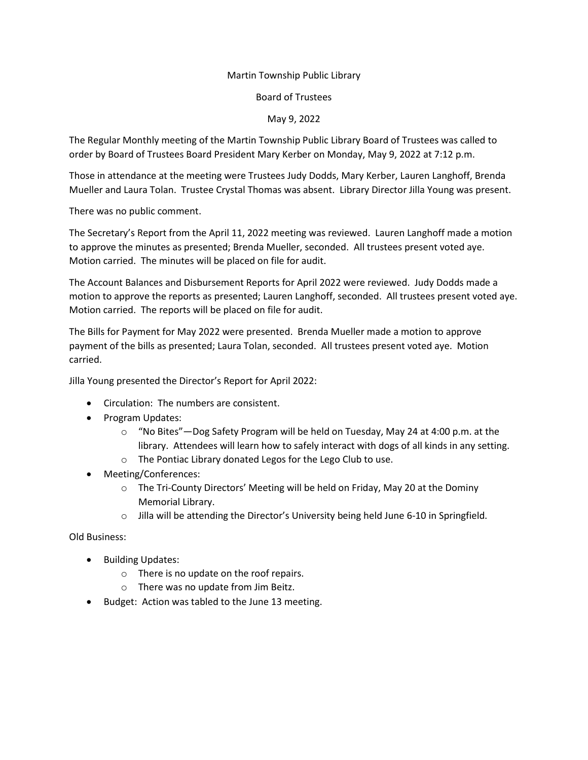Martin Township Public Library

Board of Trustees

May 9, 2022

The Regular Monthly meeting of the Martin Township Public Library Board of Trustees was called to order by Board of Trustees Board President Mary Kerber on Monday, May 9, 2022 at 7:12 p.m.

Those in attendance at the meeting were Trustees Judy Dodds, Mary Kerber, Lauren Langhoff, Brenda Mueller and Laura Tolan. Trustee Crystal Thomas was absent. Library Director Jilla Young was present.

There was no public comment.

The Secretary's Report from the April 11, 2022 meeting was reviewed. Lauren Langhoff made a motion to approve the minutes as presented; Brenda Mueller, seconded. All trustees present voted aye. Motion carried. The minutes will be placed on file for audit.

The Account Balances and Disbursement Reports for April 2022 were reviewed. Judy Dodds made a motion to approve the reports as presented; Lauren Langhoff, seconded. All trustees present voted aye. Motion carried. The reports will be placed on file for audit.

The Bills for Payment for May 2022 were presented. Brenda Mueller made a motion to approve payment of the bills as presented; Laura Tolan, seconded. All trustees present voted aye. Motion carried.

Jilla Young presented the Director's Report for April 2022:

- Circulation: The numbers are consistent.
- Program Updates:
  - "No Bites"—Dog Safety Program will be held on Tuesday, May 24 at 4:00 p.m. at the library. Attendees will learn how to safely interact with dogs of all kinds in any setting.
  - The Pontiac Library donated Legos for the Lego Club to use.
- Meeting/Conferences:
  - The Tri-County Directors' Meeting will be held on Friday, May 20 at the Dominy Memorial Library.
  - Jilla will be attending the Director's University being held June 6-10 in Springfield.

Old Business:

- Building Updates:
  - There is no update on the roof repairs.
  - There was no update from Jim Beitz.
- Budget: Action was tabled to the June 13 meeting.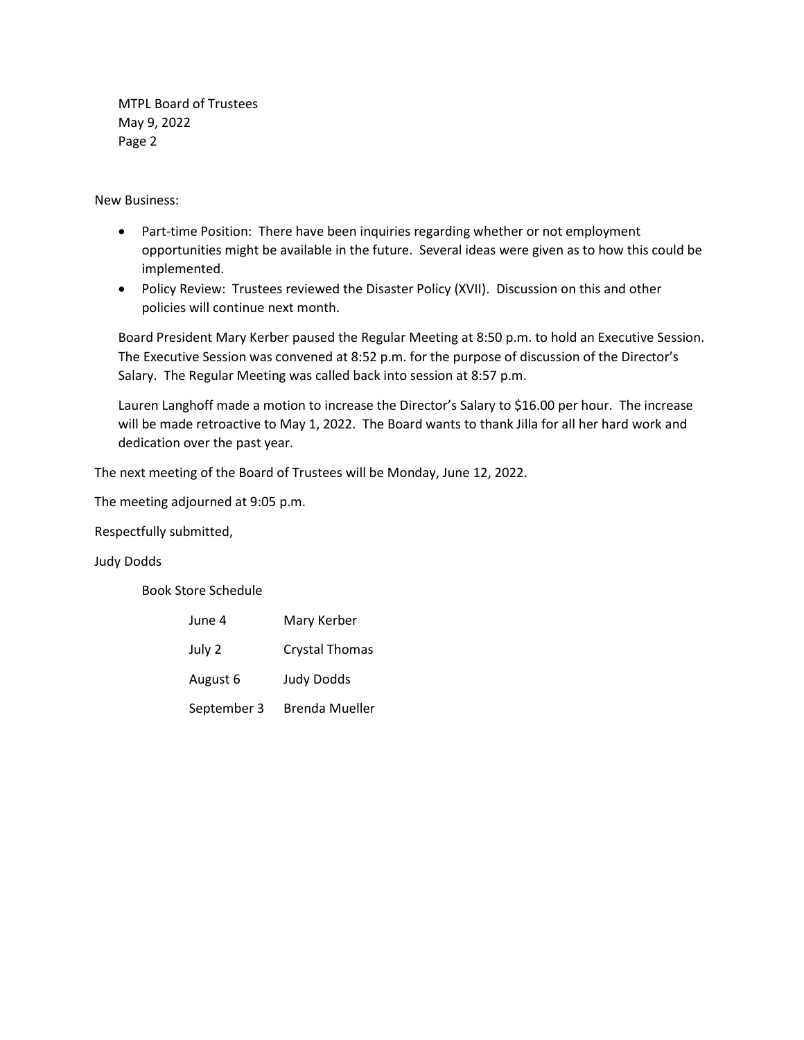New Business:

- Part-time Position: There have been inquiries regarding whether or not employment opportunities might be available in the future. Several ideas were given as to how this could be implemented.
- Policy Review: Trustees reviewed the Disaster Policy (XVII). Discussion on this and other policies will continue next month.

Board President Mary Kerber paused the Regular Meeting at 8:50 p.m. to hold an Executive Session. The Executive Session was convened at 8:52 p.m. for the purpose of discussion of the Director's Salary. The Regular Meeting was called back into session at 8:57 p.m.

Lauren Langhoff made a motion to increase the Director's Salary to $16.00 per hour. The increase will be made retroactive to May 1, 2022. The Board wants to thank Jilla for all her hard work and dedication over the past year.

The next meeting of the Board of Trustees will be Monday, June 12, 2022.

The meeting adjourned at 9:05 p.m.

Respectfully submitted,

Judy Dodds

Book Store Schedule

| | |
|---|---|
| June 4 | Mary Kerber |
| July 2 | Crystal Thomas |
| August 6 | Judy Dodds |
| September 3 | Brenda Mueller |